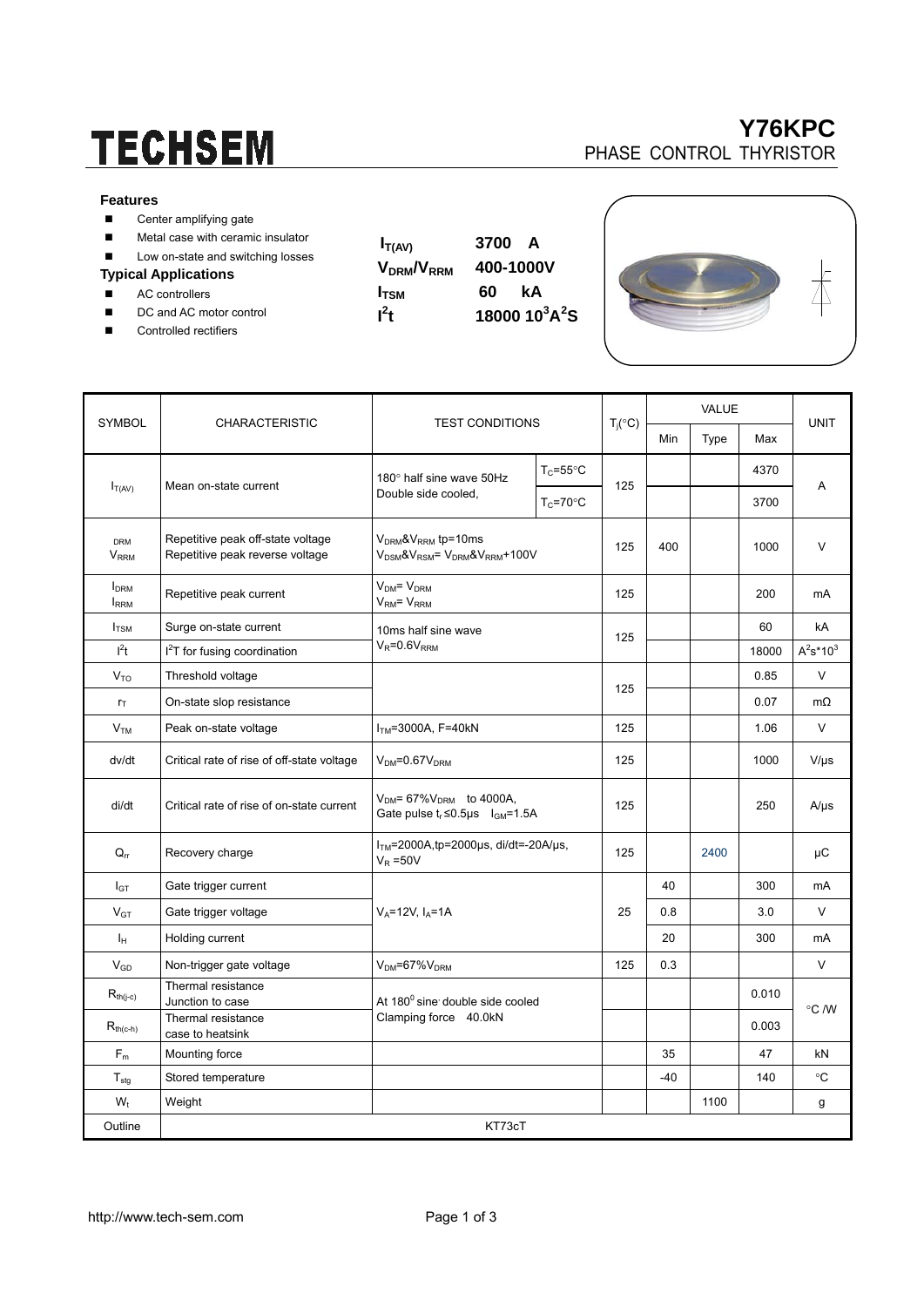# TECHSEM

## Y76KPC
PHASE CONTROL THYRISTOR

### Features

- Center amplifying gate
- Metal case with ceramic insulator
- Low on-state and switching losses

### Typical Applications

- AC controllers
- DC and AC motor control
- Controlled rectifiers

| | |
|---|---|
| $I_{T(AV)}$ | 3700 A |
| $V_{DRM}/V_{RRM}$ | 400-1000V |
| $I_{TSM}$ | 60 kA |
| $I^2t$ | 18000 $10^3A^2S$ |

| SYMBOL | CHARACTERISTIC | TEST CONDITIONS | | $T_j$(°C) | VALUE | | | UNIT |
|---|---|---|---|---|---|---|---|---|
| | | | | | Min | Type | Max | |
| $I_{T(AV)}$ | Mean on-state current | 180° half sine wave 50Hz Double side cooled, | $T_C$=55°C | 125 | | | 4370 | A |
| | | | $T_C$=70°C | | | | 3700 | |
| $V_{DRM}$ $V_{RRM}$ | Repetitive peak off-state voltage Repetitive peak reverse voltage | $V_{DRM}$&$V_{RRM}$ tp=10ms $V_{DSM}$&$V_{RSM}$= $V_{DRM}$&$V_{RRM}$+100V | | 125 | 400 | | 1000 | V |
| $I_{DRM}$ $I_{RRM}$ | Repetitive peak current | $V_{DM}$= $V_{DRM}$ $V_{RM}$= $V_{RRM}$ | | 125 | | | 200 | mA |
| $I_{TSM}$ | Surge on-state current | 10ms half sine wave $V_R$=0.6$V_{RRM}$ | | 125 | | | 60 | kA |
| $I^2t$ | $I^2T$ for fusing coordination | | | | | | 18000 | $A^2s*10^3$ |
| $V_{TO}$ | Threshold voltage | | | 125 | | | 0.85 | V |
| $r_T$ | On-state slop resistance | | | | | | 0.07 | mΩ |
| $V_{TM}$ | Peak on-state voltage | $I_{TM}$=3000A, F=40kN | | 125 | | | 1.06 | V |
| dv/dt | Critical rate of rise of off-state voltage | $V_{DM}$=0.67$V_{DRM}$ | | 125 | | | 1000 | V/μs |
| di/dt | Critical rate of rise of on-state current | $V_{DM}$= 67%$V_{DRM}$ to 4000A, Gate pulse $t_r$≤0.5μs $I_{GM}$=1.5A | | 125 | | | 250 | A/μs |
| $Q_{rr}$ | Recovery charge | $I_{TM}$=2000A,tp=2000μs, di/dt=-20A/μs, $V_R$ =50V | | 125 | | 2400 | | μC |
| $I_{GT}$ | Gate trigger current | $V_A$=12V, $I_A$=1A | | 25 | 40 | | 300 | mA |
| $V_{GT}$ | Gate trigger voltage | | | | 0.8 | | 3.0 | V |
| $I_H$ | Holding current | | | | 20 | | 300 | mA |
| $V_{GD}$ | Non-trigger gate voltage | $V_{DM}$=67%$V_{DRM}$ | | 125 | 0.3 | | | V |
| $R_{th(j-c)}$ | Thermal resistance Junction to case | At $180^0$ sine double side cooled Clamping force 40.0kN | | | | | 0.010 | °C /W |
| $R_{th(c-h)}$ | Thermal resistance case to heatsink | | | | | | 0.003 | |
| $F_m$ | Mounting force | | | | 35 | | 47 | kN |
| $T_{stg}$ | Stored temperature | | | | -40 | | 140 | °C |
| $W_t$ | Weight | | | | | 1100 | | g |
| Outline | KT73cT | | | | | | | |

http://www.tech-sem.com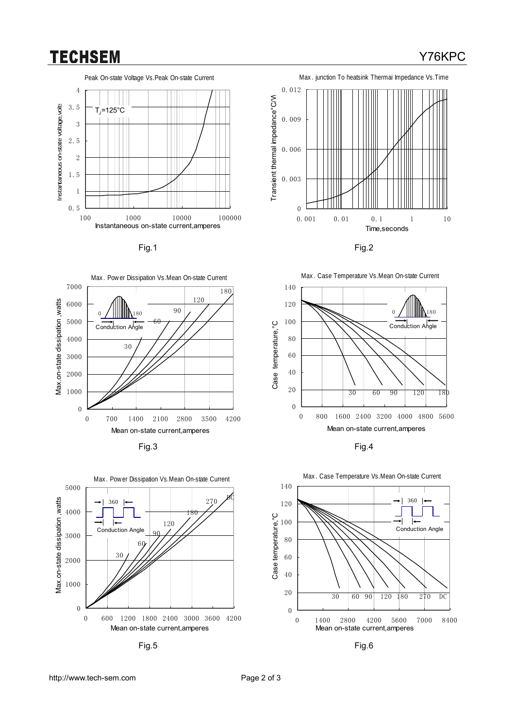Peak On-state Voltage Vs.Peak On-state Current

$T_J$=125°C

Instantaneous on-state voltage,volts

Instantaneous on-state current,amperes

Fig.1

Max. junction To heatsink Thermai Impedance Vs.Time

Transient thermal impedance°C/W

Time,seconds

Fig.2

Max. Power Dissipation Vs.Mean On-state Current

Conduction Angle

Max.on-state dissipation ,watts

Mean on-state current,amperes

Fig.3

Max. Case Temperature Vs.Mean On-state Current

Conduction Angle

Case temperature,°C

Mean on-state current,amperes

Fig.4

Max. Power Dissipation Vs.Mean On-state Current

Conduction Angle

Max.on-state dissipation ,watts

Mean on-state current,amperes

Fig.5

Max. Case Temperature Vs.Mean On-state Current

Conduction Angle

Case temperature,°C

Mean on-state current,amperes

Fig.6

http://www.tech-sem.com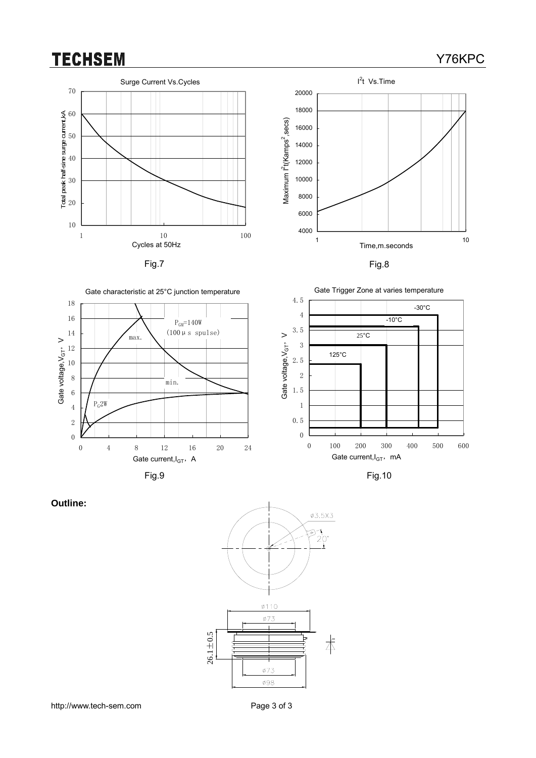Surge Current Vs.Cycles

Total peak half-sine surge current,kA

70
60
50
40
30
20
10

1
10
100

Cycles at 50Hz

Fig.7

$I^2t$ Vs.Time

Maximum $I^2t$(Kamps$^2$,secs)

20000
18000
16000
14000
12000
10000
8000
6000
4000

1
10

Time,m.seconds

Fig.8

Gate characteristic at 25°C junction temperature

Gate voltage,$V_{GT}$, V

18
16
14
12
10
8
6
4
2
0

0
4
8
12
16
20
24

Gate current,$I_{GT}$, A

$P_{GM}$=140W
(100μs spulse)

max.

min.

$P_G$2W

Fig.9

Gate Trigger Zone at varies temperature

Gate voltage,$V_{GT}$, V

4.5
4
3.5
3
2.5
2
1.5
1
0.5
0

0
100
200
300
400
500
600

Gate current,$I_{GT}$, mA

-30°C
-10°C
25°C
125°C

Fig.10

**Outline:**

ø3.5X3

20°

ø110
ø73
26.1±0.5
ø73
ø98